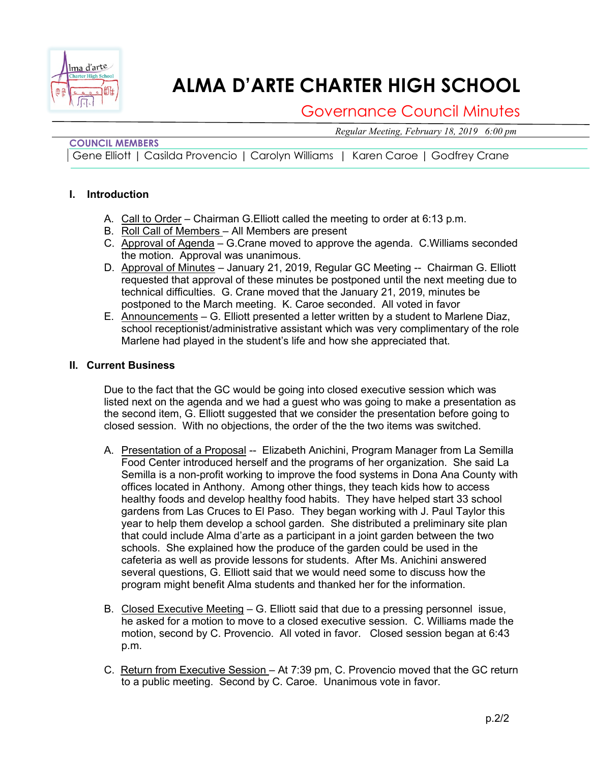# ALMA D'ARTE CHARTER HIGH SCHOOL

## Governance Council Minutes

*Regular Meeting, February 18, 2019 6:00 pm*

**COUNCIL MEMBERS**

Gene Elliott | Casilda Provencio | Carolyn Williams | Karen Caroe | Godfrey Crane

### I. Introduction

A. Call to Order – Chairman G.Elliott called the meeting to order at 6:13 p.m.
B. Roll Call of Members – All Members are present
C. Approval of Agenda – G.Crane moved to approve the agenda. C.Williams seconded the motion. Approval was unanimous.
D. Approval of Minutes – January 21, 2019, Regular GC Meeting -- Chairman G. Elliott requested that approval of these minutes be postponed until the next meeting due to technical difficulties. G. Crane moved that the January 21, 2019, minutes be postponed to the March meeting. K. Caroe seconded. All voted in favor
E. Announcements – G. Elliott presented a letter written by a student to Marlene Diaz, school receptionist/administrative assistant which was very complimentary of the role Marlene had played in the student's life and how she appreciated that.

### II. Current Business

Due to the fact that the GC would be going into closed executive session which was listed next on the agenda and we had a guest who was going to make a presentation as the second item, G. Elliott suggested that we consider the presentation before going to closed session. With no objections, the order of the the two items was switched.

A. Presentation of a Proposal -- Elizabeth Anichini, Program Manager from La Semilla Food Center introduced herself and the programs of her organization. She said La Semilla is a non-profit working to improve the food systems in Dona Ana County with offices located in Anthony. Among other things, they teach kids how to access healthy foods and develop healthy food habits. They have helped start 33 school gardens from Las Cruces to El Paso. They began working with J. Paul Taylor this year to help them develop a school garden. She distributed a preliminary site plan that could include Alma d'arte as a participant in a joint garden between the two schools. She explained how the produce of the garden could be used in the cafeteria as well as provide lessons for students. After Ms. Anichini answered several questions, G. Elliott said that we would need some to discuss how the program might benefit Alma students and thanked her for the information.

B. Closed Executive Meeting – G. Elliott said that due to a pressing personnel issue, he asked for a motion to move to a closed executive session. C. Williams made the motion, second by C. Provencio. All voted in favor. Closed session began at 6:43 p.m.

C. Return from Executive Session – At 7:39 pm, C. Provencio moved that the GC return to a public meeting. Second by C. Caroe. Unanimous vote in favor.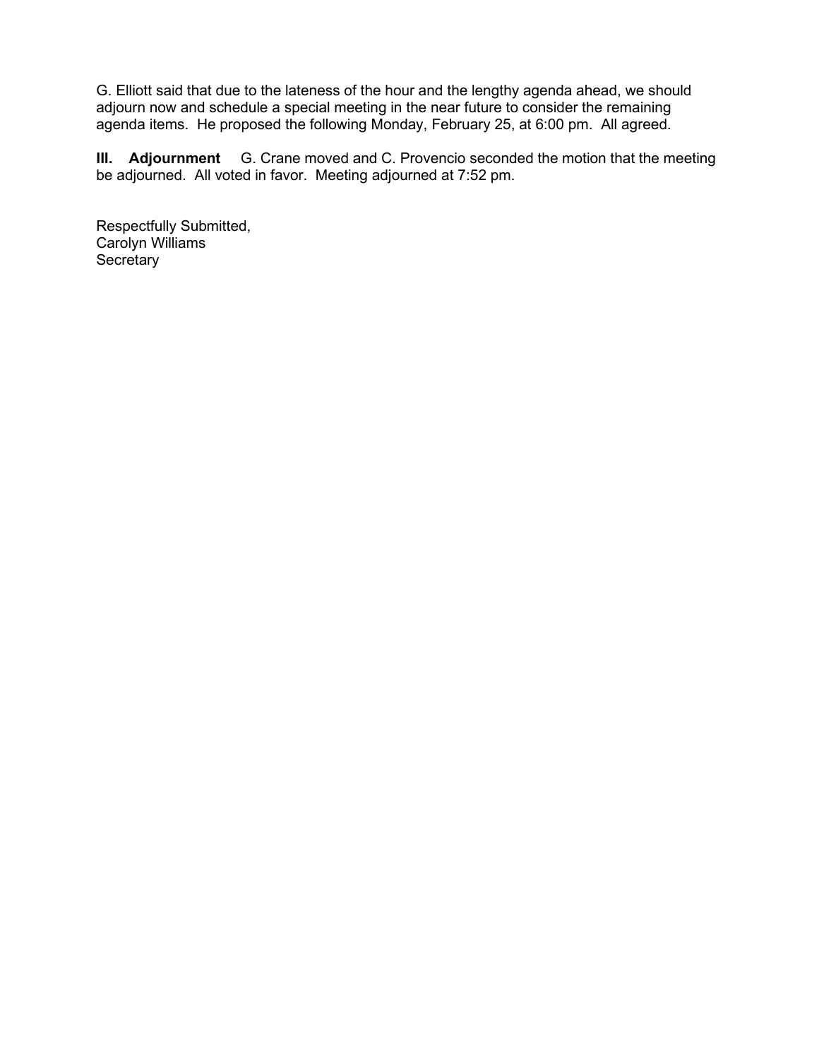G. Elliott said that due to the lateness of the hour and the lengthy agenda ahead, we should adjourn now and schedule a special meeting in the near future to consider the remaining agenda items. He proposed the following Monday, February 25, at 6:00 pm. All agreed.

**III. Adjournment** G. Crane moved and C. Provencio seconded the motion that the meeting be adjourned. All voted in favor. Meeting adjourned at 7:52 pm.

Respectfully Submitted,
Carolyn Williams
Secretary